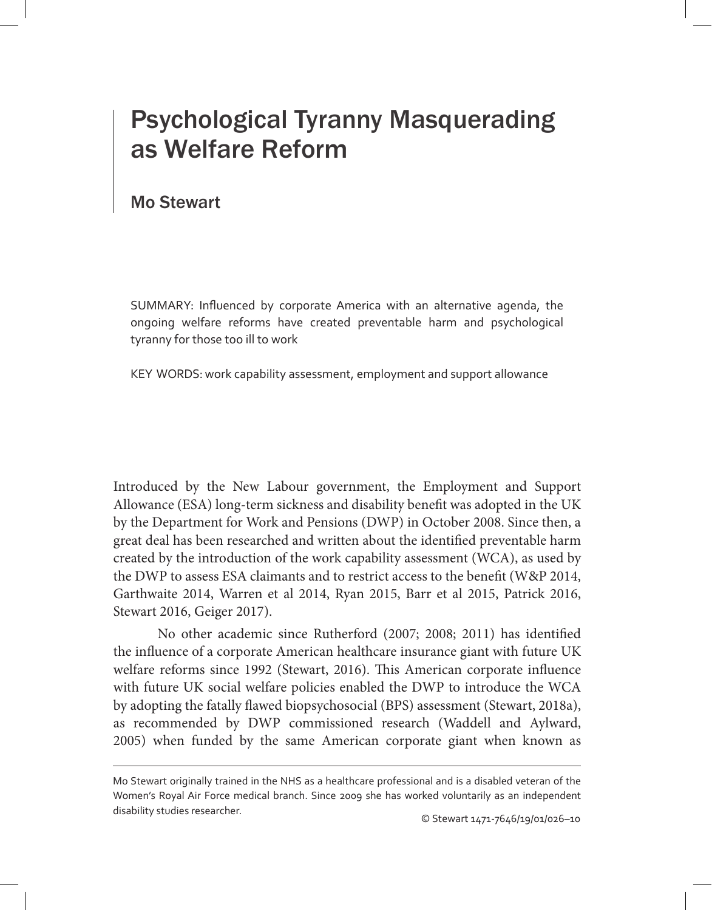# Psychological Tyranny Masquerading as Welfare Reform

## Mo Stewart

SUMMARY: Influenced by corporate America with an alternative agenda, the ongoing welfare reforms have created preventable harm and psychological tyranny for those too ill to work

KEY WORDS: work capability assessment, employment and support allowance

Introduced by the New Labour government, the Employment and Support Allowance (ESA) long-term sickness and disability benefit was adopted in the UK by the Department for Work and Pensions (DWP) in October 2008. Since then, a great deal has been researched and written about the identified preventable harm created by the introduction of the work capability assessment (WCA), as used by the DWP to assess ESA claimants and to restrict access to the benefit (W&P 2014, Garthwaite 2014, Warren et al 2014, Ryan 2015, Barr et al 2015, Patrick 2016, Stewart 2016, Geiger 2017).

No other academic since Rutherford (2007; 2008; 2011) has identified the influence of a corporate American healthcare insurance giant with future UK welfare reforms since 1992 (Stewart, 2016). This American corporate influence with future UK social welfare policies enabled the DWP to introduce the WCA by adopting the fatally flawed biopsychosocial (BPS) assessment (Stewart, 2018a), as recommended by DWP commissioned research (Waddell and Aylward, 2005) when funded by the same American corporate giant when known as

---

Mo Stewart originally trained in the NHS as a healthcare professional and is a disabled veteran of the Women's Royal Air Force medical branch. Since 2009 she has worked voluntarily as an independent disability studies researcher.

© Stewart 1471-7646/19/01/026–10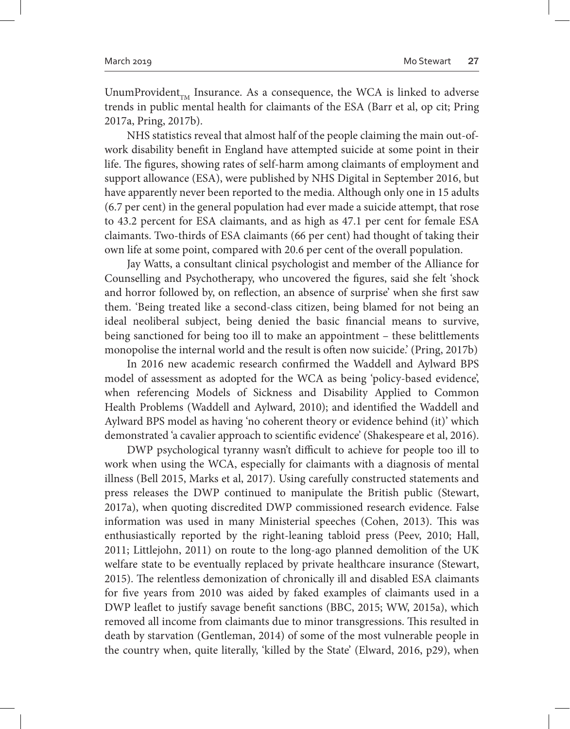UnumProvident$_{TM}$ Insurance. As a consequence, the WCA is linked to adverse trends in public mental health for claimants of the ESA (Barr et al, op cit; Pring 2017a, Pring, 2017b).

NHS statistics reveal that almost half of the people claiming the main out-of-work disability benefit in England have attempted suicide at some point in their life. The figures, showing rates of self-harm among claimants of employment and support allowance (ESA), were published by NHS Digital in September 2016, but have apparently never been reported to the media. Although only one in 15 adults (6.7 per cent) in the general population had ever made a suicide attempt, that rose to 43.2 percent for ESA claimants, and as high as 47.1 per cent for female ESA claimants. Two-thirds of ESA claimants (66 per cent) had thought of taking their own life at some point, compared with 20.6 per cent of the overall population.

Jay Watts, a consultant clinical psychologist and member of the Alliance for Counselling and Psychotherapy, who uncovered the figures, said she felt 'shock and horror followed by, on reflection, an absence of surprise' when she first saw them. 'Being treated like a second-class citizen, being blamed for not being an ideal neoliberal subject, being denied the basic financial means to survive, being sanctioned for being too ill to make an appointment – these belittlements monopolise the internal world and the result is often now suicide.' (Pring, 2017b)

In 2016 new academic research confirmed the Waddell and Aylward BPS model of assessment as adopted for the WCA as being 'policy-based evidence', when referencing Models of Sickness and Disability Applied to Common Health Problems (Waddell and Aylward, 2010); and identified the Waddell and Aylward BPS model as having 'no coherent theory or evidence behind (it)' which demonstrated 'a cavalier approach to scientific evidence' (Shakespeare et al, 2016).

DWP psychological tyranny wasn't difficult to achieve for people too ill to work when using the WCA, especially for claimants with a diagnosis of mental illness (Bell 2015, Marks et al, 2017). Using carefully constructed statements and press releases the DWP continued to manipulate the British public (Stewart, 2017a), when quoting discredited DWP commissioned research evidence. False information was used in many Ministerial speeches (Cohen, 2013). This was enthusiastically reported by the right-leaning tabloid press (Peev, 2010; Hall, 2011; Littlejohn, 2011) on route to the long-ago planned demolition of the UK welfare state to be eventually replaced by private healthcare insurance (Stewart, 2015). The relentless demonization of chronically ill and disabled ESA claimants for five years from 2010 was aided by faked examples of claimants used in a DWP leaflet to justify savage benefit sanctions (BBC, 2015; WW, 2015a), which removed all income from claimants due to minor transgressions. This resulted in death by starvation (Gentleman, 2014) of some of the most vulnerable people in the country when, quite literally, 'killed by the State' (Elward, 2016, p29), when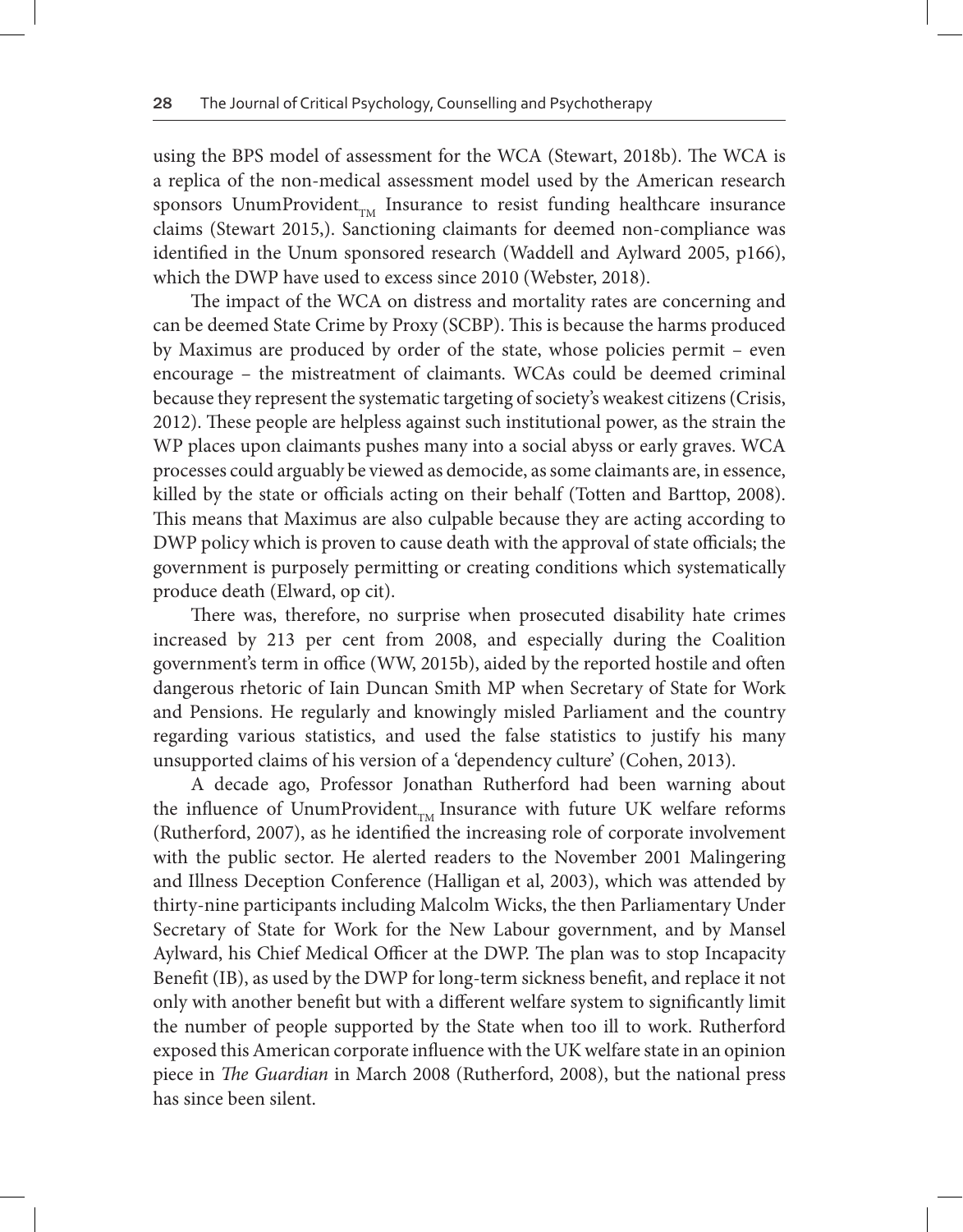using the BPS model of assessment for the WCA (Stewart, 2018b). The WCA is a replica of the non-medical assessment model used by the American research sponsors UnumProvident$_{TM}$ Insurance to resist funding healthcare insurance claims (Stewart 2015,). Sanctioning claimants for deemed non-compliance was identified in the Unum sponsored research (Waddell and Aylward 2005, p166), which the DWP have used to excess since 2010 (Webster, 2018).

The impact of the WCA on distress and mortality rates are concerning and can be deemed State Crime by Proxy (SCBP). This is because the harms produced by Maximus are produced by order of the state, whose policies permit – even encourage – the mistreatment of claimants. WCAs could be deemed criminal because they represent the systematic targeting of society's weakest citizens (Crisis, 2012). These people are helpless against such institutional power, as the strain the WP places upon claimants pushes many into a social abyss or early graves. WCA processes could arguably be viewed as democide, as some claimants are, in essence, killed by the state or officials acting on their behalf (Totten and Barttop, 2008). This means that Maximus are also culpable because they are acting according to DWP policy which is proven to cause death with the approval of state officials; the government is purposely permitting or creating conditions which systematically produce death (Elward, op cit).

There was, therefore, no surprise when prosecuted disability hate crimes increased by 213 per cent from 2008, and especially during the Coalition government's term in office (WW, 2015b), aided by the reported hostile and often dangerous rhetoric of Iain Duncan Smith MP when Secretary of State for Work and Pensions. He regularly and knowingly misled Parliament and the country regarding various statistics, and used the false statistics to justify his many unsupported claims of his version of a 'dependency culture' (Cohen, 2013).

A decade ago, Professor Jonathan Rutherford had been warning about the influence of UnumProvident$_{TM}$ Insurance with future UK welfare reforms (Rutherford, 2007), as he identified the increasing role of corporate involvement with the public sector. He alerted readers to the November 2001 Malingering and Illness Deception Conference (Halligan et al, 2003), which was attended by thirty-nine participants including Malcolm Wicks, the then Parliamentary Under Secretary of State for Work for the New Labour government, and by Mansel Aylward, his Chief Medical Officer at the DWP. The plan was to stop Incapacity Benefit (IB), as used by the DWP for long-term sickness benefit, and replace it not only with another benefit but with a different welfare system to significantly limit the number of people supported by the State when too ill to work. Rutherford exposed this American corporate influence with the UK welfare state in an opinion piece in *The Guardian* in March 2008 (Rutherford, 2008), but the national press has since been silent.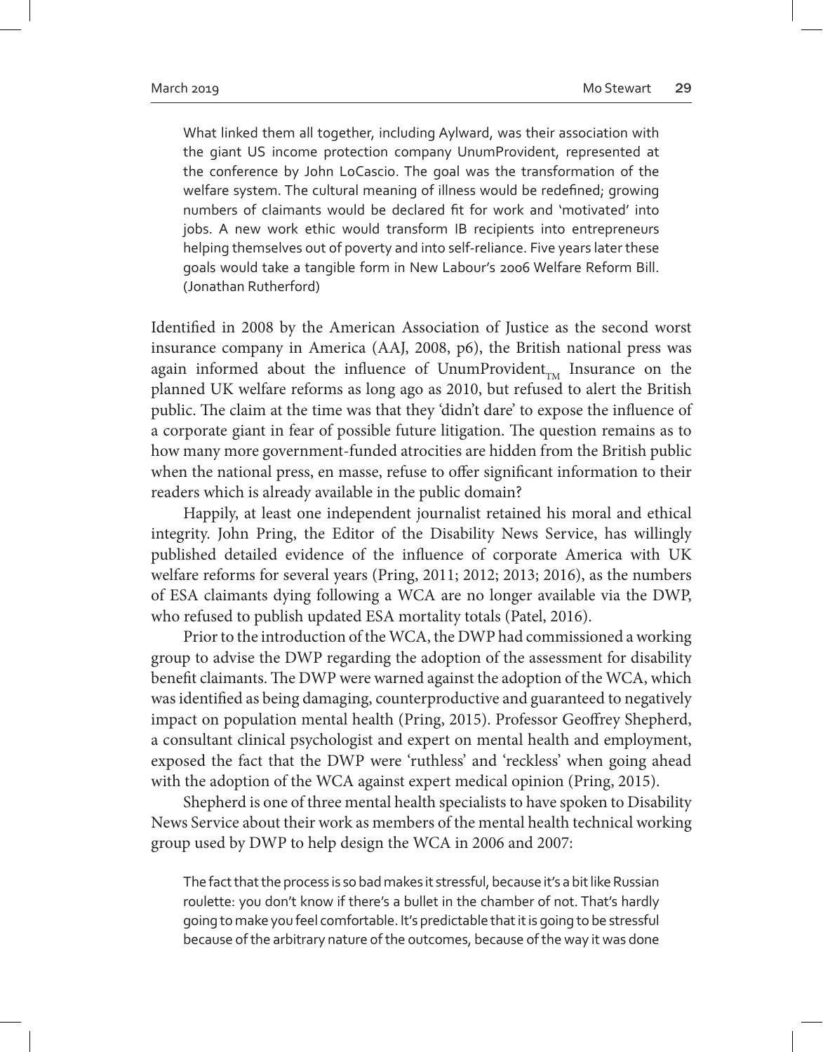> What linked them all together, including Aylward, was their association with the giant US income protection company UnumProvident, represented at the conference by John LoCascio. The goal was the transformation of the welfare system. The cultural meaning of illness would be redefined; growing numbers of claimants would be declared fit for work and 'motivated' into jobs. A new work ethic would transform IB recipients into entrepreneurs helping themselves out of poverty and into self-reliance. Five years later these goals would take a tangible form in New Labour's 2006 Welfare Reform Bill. (Jonathan Rutherford)

Identified in 2008 by the American Association of Justice as the second worst insurance company in America (AAJ, 2008, p6), the British national press was again informed about the influence of UnumProvident$_{TM}$ Insurance on the planned UK welfare reforms as long ago as 2010, but refused to alert the British public. The claim at the time was that they 'didn't dare' to expose the influence of a corporate giant in fear of possible future litigation. The question remains as to how many more government-funded atrocities are hidden from the British public when the national press, en masse, refuse to offer significant information to their readers which is already available in the public domain?

Happily, at least one independent journalist retained his moral and ethical integrity. John Pring, the Editor of the Disability News Service, has willingly published detailed evidence of the influence of corporate America with UK welfare reforms for several years (Pring, 2011; 2012; 2013; 2016), as the numbers of ESA claimants dying following a WCA are no longer available via the DWP, who refused to publish updated ESA mortality totals (Patel, 2016).

Prior to the introduction of the WCA, the DWP had commissioned a working group to advise the DWP regarding the adoption of the assessment for disability benefit claimants. The DWP were warned against the adoption of the WCA, which was identified as being damaging, counterproductive and guaranteed to negatively impact on population mental health (Pring, 2015). Professor Geoffrey Shepherd, a consultant clinical psychologist and expert on mental health and employment, exposed the fact that the DWP were 'ruthless' and 'reckless' when going ahead with the adoption of the WCA against expert medical opinion (Pring, 2015).

Shepherd is one of three mental health specialists to have spoken to Disability News Service about their work as members of the mental health technical working group used by DWP to help design the WCA in 2006 and 2007:

> The fact that the process is so bad makes it stressful, because it's a bit like Russian roulette: you don't know if there's a bullet in the chamber of not. That's hardly going to make you feel comfortable. It's predictable that it is going to be stressful because of the arbitrary nature of the outcomes, because of the way it was done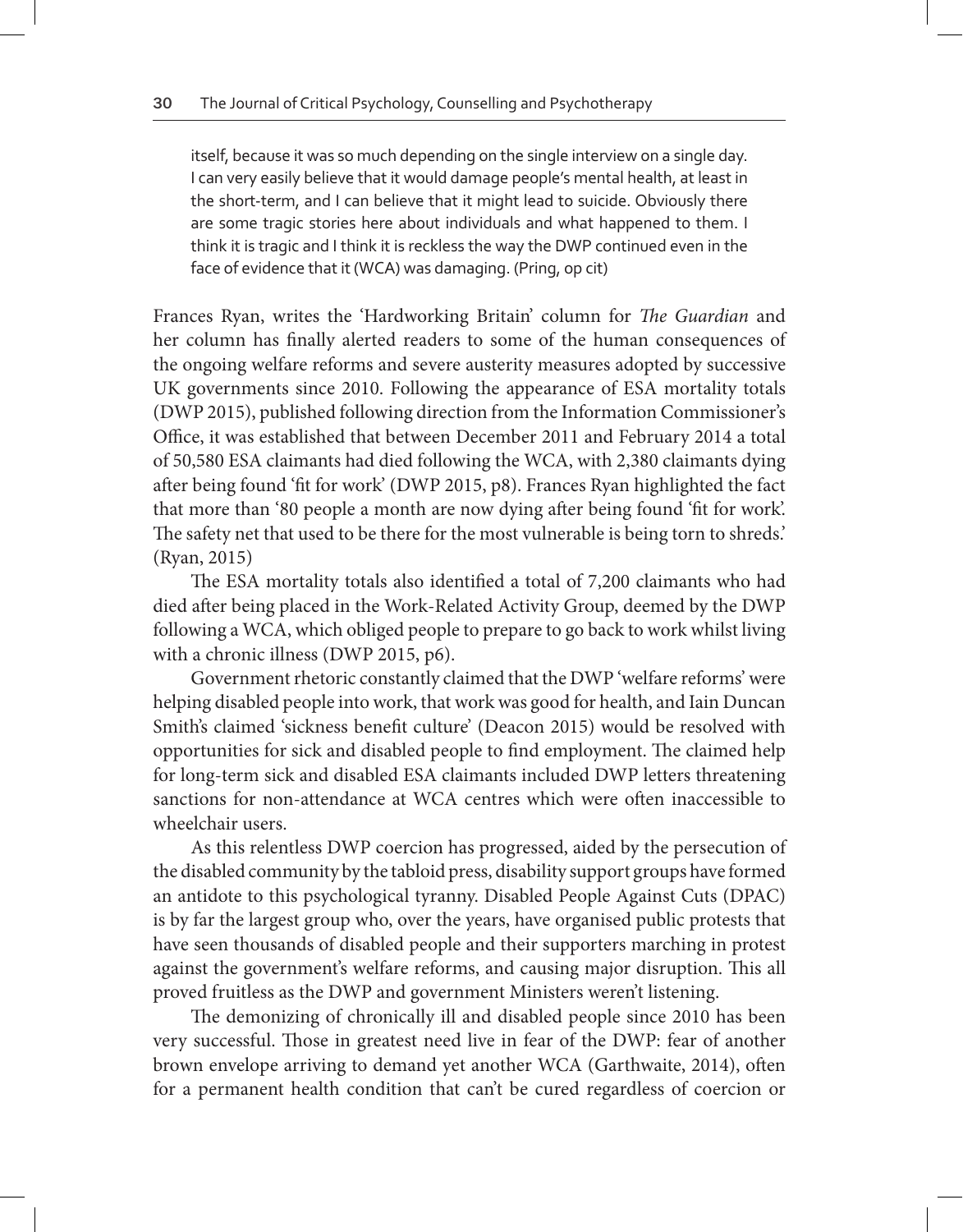> itself, because it was so much depending on the single interview on a single day. I can very easily believe that it would damage people's mental health, at least in the short-term, and I can believe that it might lead to suicide. Obviously there are some tragic stories here about individuals and what happened to them. I think it is tragic and I think it is reckless the way the DWP continued even in the face of evidence that it (WCA) was damaging. (Pring, op cit)

Frances Ryan, writes the 'Hardworking Britain' column for *The Guardian* and her column has finally alerted readers to some of the human consequences of the ongoing welfare reforms and severe austerity measures adopted by successive UK governments since 2010. Following the appearance of ESA mortality totals (DWP 2015), published following direction from the Information Commissioner's Office, it was established that between December 2011 and February 2014 a total of 50,580 ESA claimants had died following the WCA, with 2,380 claimants dying after being found 'fit for work' (DWP 2015, p8). Frances Ryan highlighted the fact that more than '80 people a month are now dying after being found 'fit for work'. The safety net that used to be there for the most vulnerable is being torn to shreds.' (Ryan, 2015)

The ESA mortality totals also identified a total of 7,200 claimants who had died after being placed in the Work-Related Activity Group, deemed by the DWP following a WCA, which obliged people to prepare to go back to work whilst living with a chronic illness (DWP 2015, p6).

Government rhetoric constantly claimed that the DWP 'welfare reforms' were helping disabled people into work, that work was good for health, and Iain Duncan Smith's claimed 'sickness benefit culture' (Deacon 2015) would be resolved with opportunities for sick and disabled people to find employment. The claimed help for long-term sick and disabled ESA claimants included DWP letters threatening sanctions for non-attendance at WCA centres which were often inaccessible to wheelchair users.

As this relentless DWP coercion has progressed, aided by the persecution of the disabled community by the tabloid press, disability support groups have formed an antidote to this psychological tyranny. Disabled People Against Cuts (DPAC) is by far the largest group who, over the years, have organised public protests that have seen thousands of disabled people and their supporters marching in protest against the government's welfare reforms, and causing major disruption. This all proved fruitless as the DWP and government Ministers weren't listening.

The demonizing of chronically ill and disabled people since 2010 has been very successful. Those in greatest need live in fear of the DWP: fear of another brown envelope arriving to demand yet another WCA (Garthwaite, 2014), often for a permanent health condition that can't be cured regardless of coercion or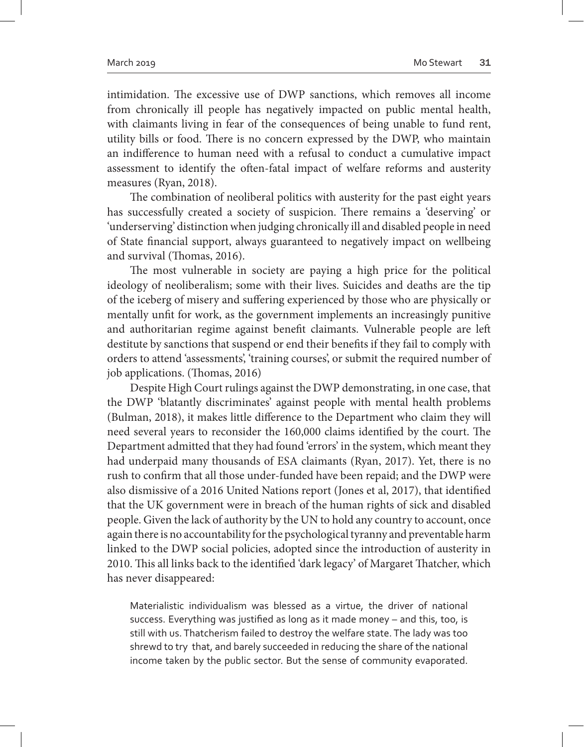intimidation. The excessive use of DWP sanctions, which removes all income from chronically ill people has negatively impacted on public mental health, with claimants living in fear of the consequences of being unable to fund rent, utility bills or food. There is no concern expressed by the DWP, who maintain an indifference to human need with a refusal to conduct a cumulative impact assessment to identify the often-fatal impact of welfare reforms and austerity measures (Ryan, 2018).

The combination of neoliberal politics with austerity for the past eight years has successfully created a society of suspicion. There remains a 'deserving' or 'underserving' distinction when judging chronically ill and disabled people in need of State financial support, always guaranteed to negatively impact on wellbeing and survival (Thomas, 2016).

The most vulnerable in society are paying a high price for the political ideology of neoliberalism; some with their lives. Suicides and deaths are the tip of the iceberg of misery and suffering experienced by those who are physically or mentally unfit for work, as the government implements an increasingly punitive and authoritarian regime against benefit claimants. Vulnerable people are left destitute by sanctions that suspend or end their benefits if they fail to comply with orders to attend 'assessments', 'training courses', or submit the required number of job applications. (Thomas, 2016)

Despite High Court rulings against the DWP demonstrating, in one case, that the DWP 'blatantly discriminates' against people with mental health problems (Bulman, 2018), it makes little difference to the Department who claim they will need several years to reconsider the 160,000 claims identified by the court. The Department admitted that they had found 'errors' in the system, which meant they had underpaid many thousands of ESA claimants (Ryan, 2017). Yet, there is no rush to confirm that all those under-funded have been repaid; and the DWP were also dismissive of a 2016 United Nations report (Jones et al, 2017), that identified that the UK government were in breach of the human rights of sick and disabled people. Given the lack of authority by the UN to hold any country to account, once again there is no accountability for the psychological tyranny and preventable harm linked to the DWP social policies, adopted since the introduction of austerity in 2010. This all links back to the identified 'dark legacy' of Margaret Thatcher, which has never disappeared:

> Materialistic individualism was blessed as a virtue, the driver of national success. Everything was justified as long as it made money – and this, too, is still with us. Thatcherism failed to destroy the welfare state. The lady was too shrewd to try that, and barely succeeded in reducing the share of the national income taken by the public sector. But the sense of community evaporated.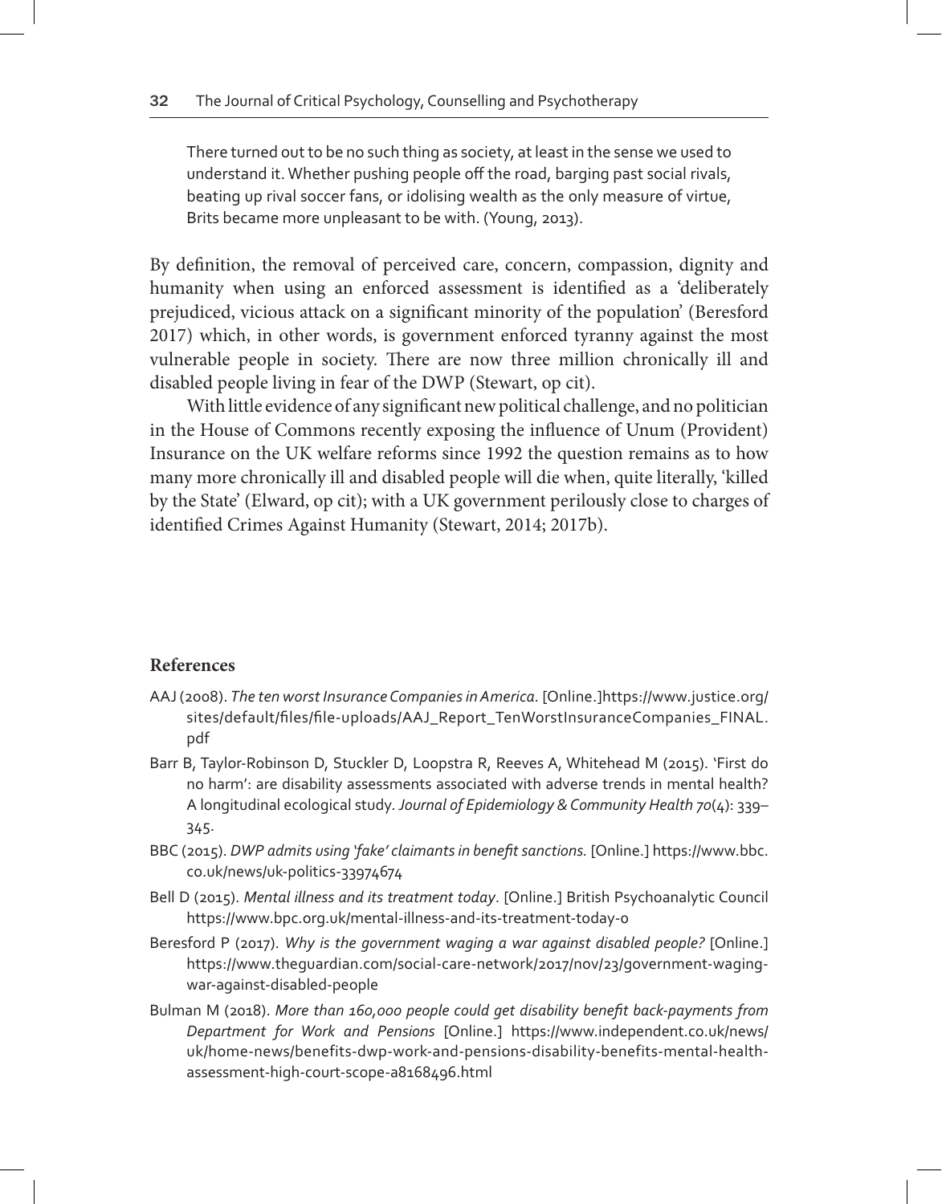> There turned out to be no such thing as society, at least in the sense we used to understand it. Whether pushing people off the road, barging past social rivals, beating up rival soccer fans, or idolising wealth as the only measure of virtue, Brits became more unpleasant to be with. (Young, 2013).

By definition, the removal of perceived care, concern, compassion, dignity and humanity when using an enforced assessment is identified as a 'deliberately prejudiced, vicious attack on a significant minority of the population' (Beresford 2017) which, in other words, is government enforced tyranny against the most vulnerable people in society. There are now three million chronically ill and disabled people living in fear of the DWP (Stewart, op cit).

With little evidence of any significant new political challenge, and no politician in the House of Commons recently exposing the influence of Unum (Provident) Insurance on the UK welfare reforms since 1992 the question remains as to how many more chronically ill and disabled people will die when, quite literally, 'killed by the State' (Elward, op cit); with a UK government perilously close to charges of identified Crimes Against Humanity (Stewart, 2014; 2017b).

## References

AAJ (2008). *The ten worst Insurance Companies in America*. [Online.]https://www.justice.org/sites/default/files/file-uploads/AAJ_Report_TenWorstInsuranceCompanies_FINAL.pdf

Barr B, Taylor-Robinson D, Stuckler D, Loopstra R, Reeves A, Whitehead M (2015). 'First do no harm': are disability assessments associated with adverse trends in mental health? A longitudinal ecological study. *Journal of Epidemiology & Community Health 70*(4): 339–345.

BBC (2015). *DWP admits using 'fake' claimants in benefit sanctions.* [Online.] https://www.bbc.co.uk/news/uk-politics-33974674

Bell D (2015). *Mental illness and its treatment today*. [Online.] British Psychoanalytic Council https://www.bpc.org.uk/mental-illness-and-its-treatment-today-0

Beresford P (2017). *Why is the government waging a war against disabled people?* [Online.] https://www.theguardian.com/social-care-network/2017/nov/23/government-waging-war-against-disabled-people

Bulman M (2018). *More than 160,000 people could get disability benefit back-payments from Department for Work and Pensions* [Online.] https://www.independent.co.uk/news/uk/home-news/benefits-dwp-work-and-pensions-disability-benefits-mental-health-assessment-high-court-scope-a8168496.html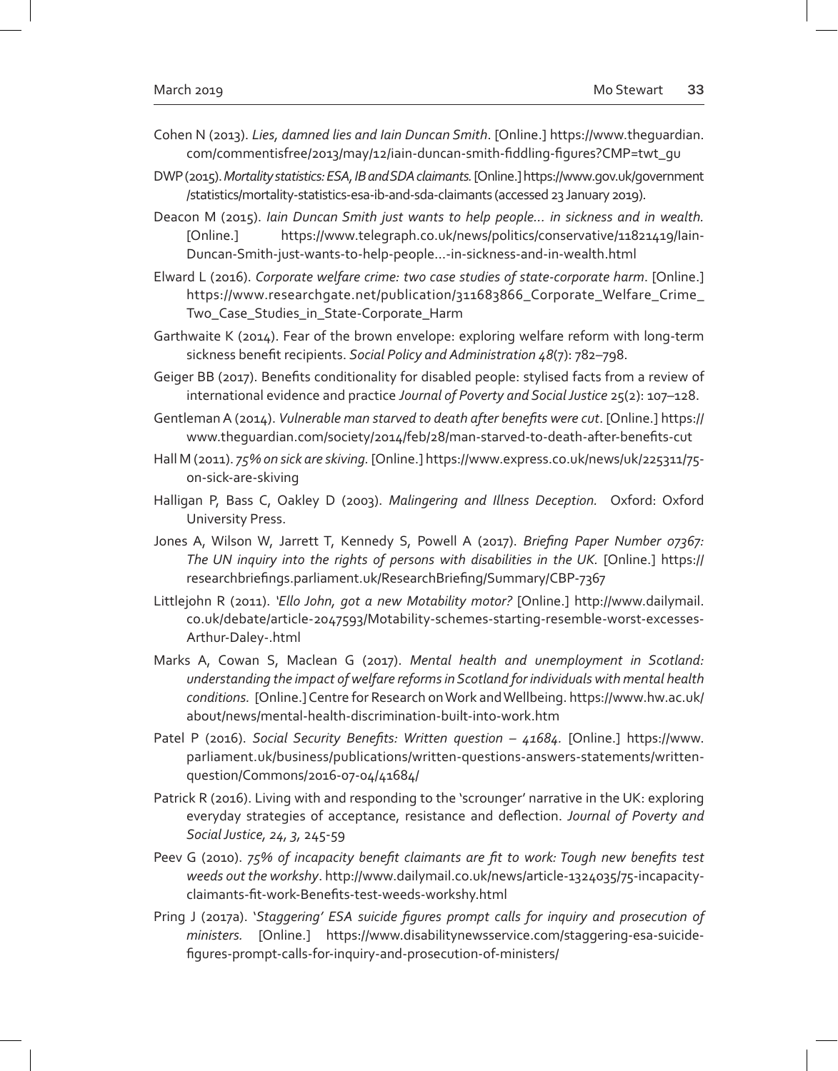Cohen N (2013). *Lies, damned lies and Iain Duncan Smith*. [Online.] https://www.theguardian.com/commentisfree/2013/may/12/iain-duncan-smith-fiddling-figures?CMP=twt_gu

DWP (2015). *Mortality statistics: ESA, IB and SDA claimants*. [Online.] https://www.gov.uk/government/statistics/mortality-statistics-esa-ib-and-sda-claimants (accessed 23 January 2019).

Deacon M (2015). *Iain Duncan Smith just wants to help people... in sickness and in wealth.* [Online.] https://www.telegraph.co.uk/news/politics/conservative/11821419/Iain-Duncan-Smith-just-wants-to-help-people...-in-sickness-and-in-wealth.html

Elward L (2016). *Corporate welfare crime: two case studies of state-corporate harm*. [Online.] https://www.researchgate.net/publication/311683866_Corporate_Welfare_Crime_Two_Case_Studies_in_State-Corporate_Harm

Garthwaite K (2014). Fear of the brown envelope: exploring welfare reform with long-term sickness benefit recipients. *Social Policy and Administration 48*(7): 782–798.

Geiger BB (2017). Benefits conditionality for disabled people: stylised facts from a review of international evidence and practice *Journal of Poverty and Social Justice* 25(2): 107–128.

Gentleman A (2014). *Vulnerable man starved to death after benefits were cut*. [Online.] https://www.theguardian.com/society/2014/feb/28/man-starved-to-death-after-benefits-cut

Hall M (2011). *75% on sick are skiving.* [Online.] https://www.express.co.uk/news/uk/225311/75-on-sick-are-skiving

Halligan P, Bass C, Oakley D (2003). *Malingering and Illness Deception.* Oxford: Oxford University Press.

Jones A, Wilson W, Jarrett T, Kennedy S, Powell A (2017). *Briefing Paper Number 07367: The UN inquiry into the rights of persons with disabilities in the UK.* [Online.] https://researchbriefings.parliament.uk/ResearchBriefing/Summary/CBP-7367

Littlejohn R (2011). *'Ello John, got a new Motability motor?* [Online.] http://www.dailymail.co.uk/debate/article-2047593/Motability-schemes-starting-resemble-worst-excesses-Arthur-Daley-.html

Marks A, Cowan S, Maclean G (2017). *Mental health and unemployment in Scotland: understanding the impact of welfare reforms in Scotland for individuals with mental health conditions.* [Online.] Centre for Research on Work and Wellbeing. https://www.hw.ac.uk/about/news/mental-health-discrimination-built-into-work.htm

Patel P (2016). *Social Security Benefits: Written question – 41684.* [Online.] https://www.parliament.uk/business/publications/written-questions-answers-statements/written-question/Commons/2016-07-04/41684/

Patrick R (2016). Living with and responding to the 'scrounger' narrative in the UK: exploring everyday strategies of acceptance, resistance and deflection. *Journal of Poverty and Social Justice, 24, 3,* 245-59

Peev G (2010). *75% of incapacity benefit claimants are fit to work: Tough new benefits test weeds out the workshy*. http://www.dailymail.co.uk/news/article-1324035/75-incapacity-claimants-fit-work-Benefits-test-weeds-workshy.html

Pring J (2017a). '*Staggering' ESA suicide figures prompt calls for inquiry and prosecution of ministers.* [Online.] https://www.disabilitynewsservice.com/staggering-esa-suicide-figures-prompt-calls-for-inquiry-and-prosecution-of-ministers/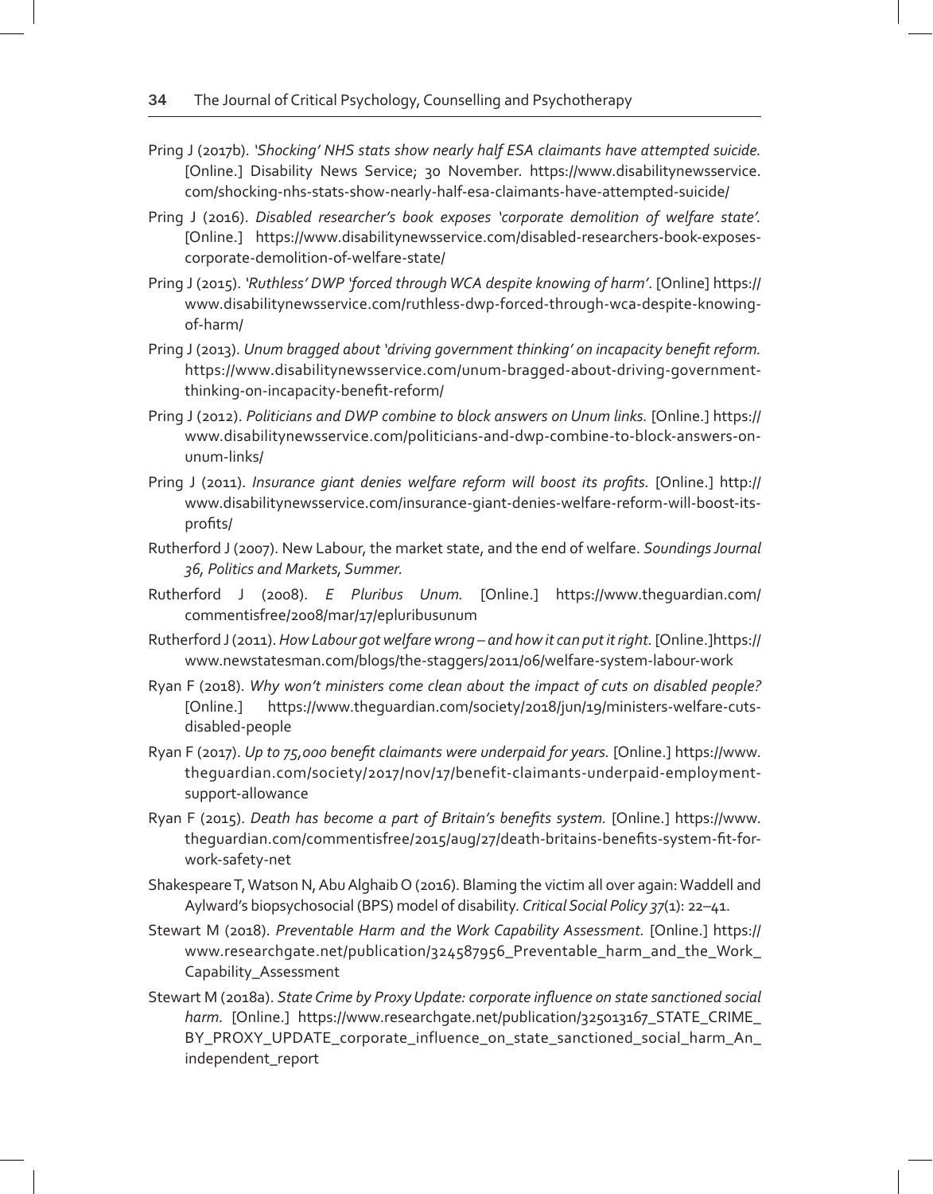Pring J (2017b). *'Shocking' NHS stats show nearly half ESA claimants have attempted suicide.* [Online.] Disability News Service; 30 November. https://www.disabilitynewsservice.com/shocking-nhs-stats-show-nearly-half-esa-claimants-have-attempted-suicide/

Pring J (2016). *Disabled researcher's book exposes 'corporate demolition of welfare state'.* [Online.] https://www.disabilitynewsservice.com/disabled-researchers-book-exposes-corporate-demolition-of-welfare-state/

Pring J (2015). *'Ruthless' DWP 'forced through WCA despite knowing of harm'.* [Online] https://www.disabilitynewsservice.com/ruthless-dwp-forced-through-wca-despite-knowing-of-harm/

Pring J (2013). *Unum bragged about 'driving government thinking' on incapacity benefit reform.* https://www.disabilitynewsservice.com/unum-bragged-about-driving-government-thinking-on-incapacity-benefit-reform/

Pring J (2012). *Politicians and DWP combine to block answers on Unum links.* [Online.] https://www.disabilitynewsservice.com/politicians-and-dwp-combine-to-block-answers-on-unum-links/

Pring J (2011). *Insurance giant denies welfare reform will boost its profits.* [Online.] http://www.disabilitynewsservice.com/insurance-giant-denies-welfare-reform-will-boost-its-profits/

Rutherford J (2007). New Labour, the market state, and the end of welfare. *Soundings Journal 36, Politics and Markets, Summer.*

Rutherford J (2008). *E Pluribus Unum.* [Online.] https://www.theguardian.com/commentisfree/2008/mar/17/epluribusunum

Rutherford J (2011). *How Labour got welfare wrong – and how it can put it right.* [Online.]https://www.newstatesman.com/blogs/the-staggers/2011/06/welfare-system-labour-work

Ryan F (2018). *Why won't ministers come clean about the impact of cuts on disabled people?* [Online.] https://www.theguardian.com/society/2018/jun/19/ministers-welfare-cuts-disabled-people

Ryan F (2017). *Up to 75,000 benefit claimants were underpaid for years.* [Online.] https://www.theguardian.com/society/2017/nov/17/benefit-claimants-underpaid-employment-support-allowance

Ryan F (2015). *Death has become a part of Britain's benefits system.* [Online.] https://www.theguardian.com/commentisfree/2015/aug/27/death-britains-benefits-system-fit-for-work-safety-net

Shakespeare T, Watson N, Abu Alghaib O (2016). Blaming the victim all over again: Waddell and Aylward's biopsychosocial (BPS) model of disability. *Critical Social Policy 37*(1): 22–41.

Stewart M (2018). *Preventable Harm and the Work Capability Assessment.* [Online.] https://www.researchgate.net/publication/324587956_Preventable_harm_and_the_Work_Capability_Assessment

Stewart M (2018a). *State Crime by Proxy Update: corporate influence on state sanctioned social harm.* [Online.] https://www.researchgate.net/publication/325013167_STATE_CRIME_BY_PROXY_UPDATE_corporate_influence_on_state_sanctioned_social_harm_An_independent_report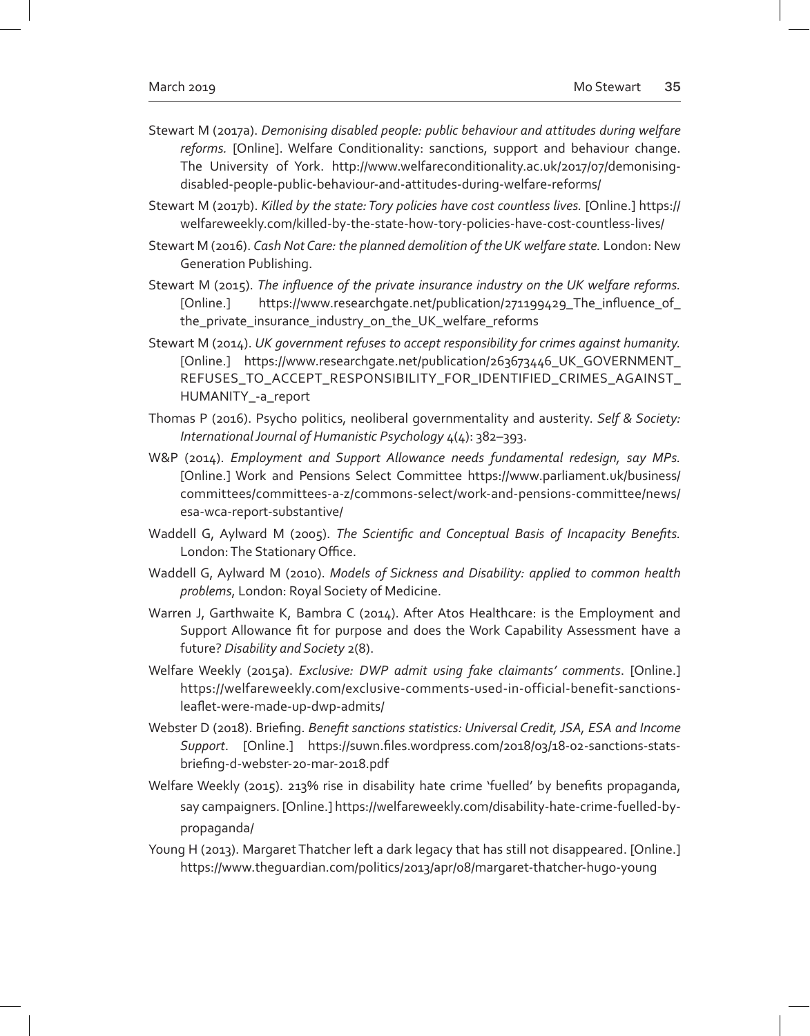Stewart M (2017a). *Demonising disabled people: public behaviour and attitudes during welfare reforms.* [Online]. Welfare Conditionality: sanctions, support and behaviour change. The University of York. http://www.welfareconditionality.ac.uk/2017/07/demonising-disabled-people-public-behaviour-and-attitudes-during-welfare-reforms/

Stewart M (2017b). *Killed by the state: Tory policies have cost countless lives.* [Online.] https://welfareweekly.com/killed-by-the-state-how-tory-policies-have-cost-countless-lives/

Stewart M (2016). *Cash Not Care: the planned demolition of the UK welfare state.* London: New Generation Publishing.

Stewart M (2015). *The influence of the private insurance industry on the UK welfare reforms.* [Online.] https://www.researchgate.net/publication/271199429_The_influence_of_the_private_insurance_industry_on_the_UK_welfare_reforms

Stewart M (2014). *UK government refuses to accept responsibility for crimes against humanity.* [Online.] https://www.researchgate.net/publication/263673446_UK_GOVERNMENT_REFUSES_TO_ACCEPT_RESPONSIBILITY_FOR_IDENTIFIED_CRIMES_AGAINST_HUMANITY_-a_report

Thomas P (2016). Psycho politics, neoliberal governmentality and austerity. *Self & Society: International Journal of Humanistic Psychology* 4(4): 382–393.

W&P (2014). *Employment and Support Allowance needs fundamental redesign, say MPs.* [Online.] Work and Pensions Select Committee https://www.parliament.uk/business/committees/committees-a-z/commons-select/work-and-pensions-committee/news/esa-wca-report-substantive/

Waddell G, Aylward M (2005). *The Scientific and Conceptual Basis of Incapacity Benefits.* London: The Stationary Office.

Waddell G, Aylward M (2010). *Models of Sickness and Disability: applied to common health problems*, London: Royal Society of Medicine.

Warren J, Garthwaite K, Bambra C (2014). After Atos Healthcare: is the Employment and Support Allowance fit for purpose and does the Work Capability Assessment have a future? *Disability and Society* 2(8).

Welfare Weekly (2015a). *Exclusive: DWP admit using fake claimants' comments*. [Online.] https://welfareweekly.com/exclusive-comments-used-in-official-benefit-sanctions-leaflet-were-made-up-dwp-admits/

Webster D (2018). Briefing. *Benefit sanctions statistics: Universal Credit, JSA, ESA and Income Support*. [Online.] https://suwn.files.wordpress.com/2018/03/18-02-sanctions-stats-briefing-d-webster-20-mar-2018.pdf

Welfare Weekly (2015). 213% rise in disability hate crime 'fuelled' by benefits propaganda, say campaigners. [Online.] https://welfareweekly.com/disability-hate-crime-fuelled-by-propaganda/

Young H (2013). Margaret Thatcher left a dark legacy that has still not disappeared. [Online.] https://www.theguardian.com/politics/2013/apr/08/margaret-thatcher-hugo-young